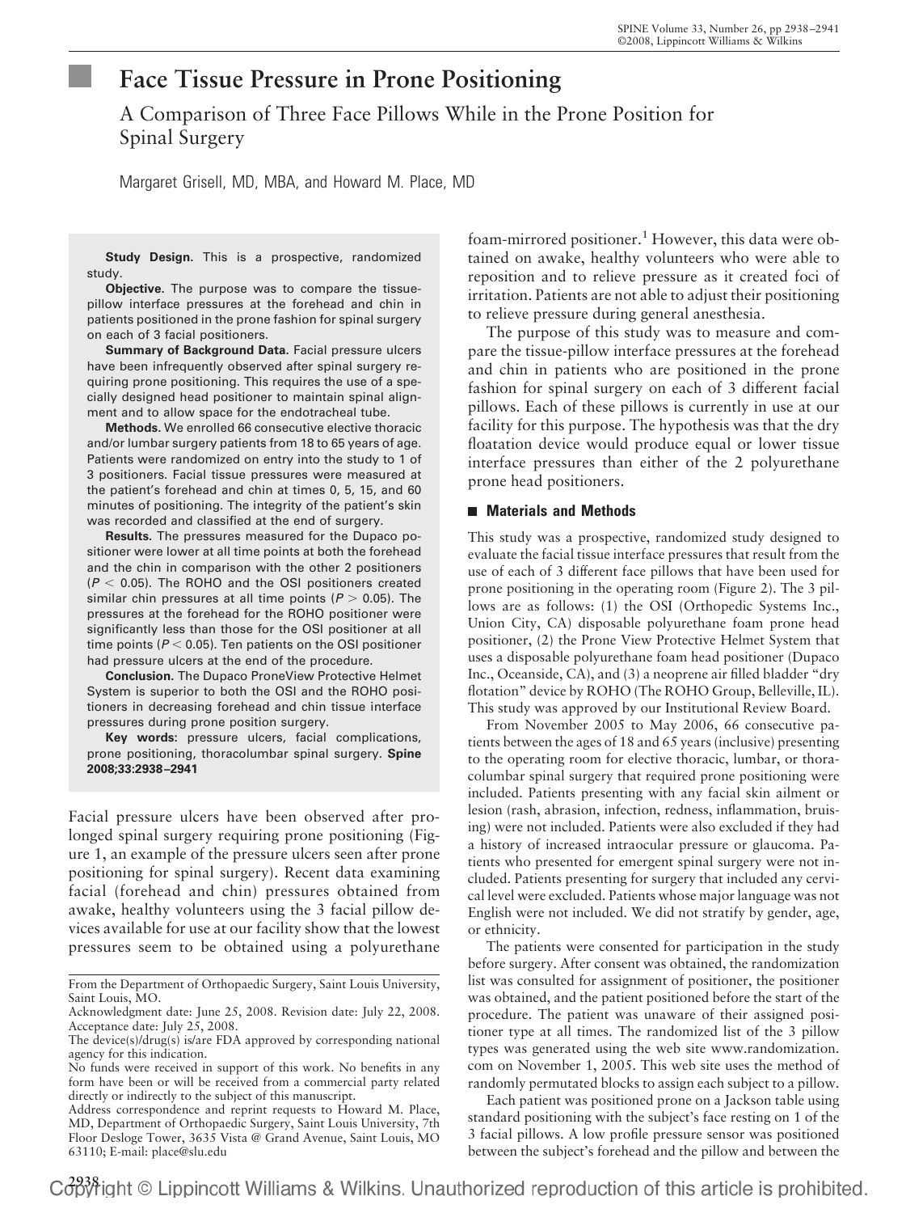# Face Tissue Pressure in Prone Positioning

## A Comparison of Three Face Pillows While in the Prone Position for Spinal Surgery

Margaret Grisell, MD, MBA, and Howard M. Place, MD

**Study Design.** This is a prospective, randomized study.

**Objective.** The purpose was to compare the tissue-pillow interface pressures at the forehead and chin in patients positioned in the prone fashion for spinal surgery on each of 3 facial positioners.

**Summary of Background Data.** Facial pressure ulcers have been infrequently observed after spinal surgery requiring prone positioning. This requires the use of a specially designed head positioner to maintain spinal alignment and to allow space for the endotracheal tube.

**Methods.** We enrolled 66 consecutive elective thoracic and/or lumbar surgery patients from 18 to 65 years of age. Patients were randomized on entry into the study to 1 of 3 positioners. Facial tissue pressures were measured at the patient's forehead and chin at times 0, 5, 15, and 60 minutes of positioning. The integrity of the patient's skin was recorded and classified at the end of surgery.

**Results.** The pressures measured for the Dupaco positioner were lower at all time points at both the forehead and the chin in comparison with the other 2 positioners ($P < 0.05$). The ROHO and the OSI positioners created similar chin pressures at all time points ($P > 0.05$). The pressures at the forehead for the ROHO positioner were significantly less than those for the OSI positioner at all time points ($P < 0.05$). Ten patients on the OSI positioner had pressure ulcers at the end of the procedure.

**Conclusion.** The Dupaco ProneView Protective Helmet System is superior to both the OSI and the ROHO positioners in decreasing forehead and chin tissue interface pressures during prone position surgery.

**Key words:** pressure ulcers, facial complications, prone positioning, thoracolumbar spinal surgery. **Spine 2008;33:2938–2941**

Facial pressure ulcers have been observed after prolonged spinal surgery requiring prone positioning (Figure 1, an example of the pressure ulcers seen after prone positioning for spinal surgery). Recent data examining facial (forehead and chin) pressures obtained from awake, healthy volunteers using the 3 facial pillow devices available for use at our facility show that the lowest pressures seem to be obtained using a polyurethane foam-mirrored positioner.[1] However, this data were obtained on awake, healthy volunteers who were able to reposition and to relieve pressure as it created foci of irritation. Patients are not able to adjust their positioning to relieve pressure during general anesthesia.

The purpose of this study was to measure and compare the tissue-pillow interface pressures at the forehead and chin in patients who are positioned in the prone fashion for spinal surgery on each of 3 different facial pillows. Each of these pillows is currently in use at our facility for this purpose. The hypothesis was that the dry floatation device would produce equal or lower tissue interface pressures than either of the 2 polyurethane prone head positioners.

## Materials and Methods

This study was a prospective, randomized study designed to evaluate the facial tissue interface pressures that result from the use of each of 3 different face pillows that have been used for prone positioning in the operating room (Figure 2). The 3 pillows are as follows: (1) the OSI (Orthopedic Systems Inc., Union City, CA) disposable polyurethane foam prone head positioner, (2) the Prone View Protective Helmet System that uses a disposable polyurethane foam head positioner (Dupaco Inc., Oceanside, CA), and (3) a neoprene air filled bladder "dry flotation" device by ROHO (The ROHO Group, Belleville, IL). This study was approved by our Institutional Review Board.

From November 2005 to May 2006, 66 consecutive patients between the ages of 18 and 65 years (inclusive) presenting to the operating room for elective thoracic, lumbar, or thoracolumbar spinal surgery that required prone positioning were included. Patients presenting with any facial skin ailment or lesion (rash, abrasion, infection, redness, inflammation, bruising) were not included. Patients were also excluded if they had a history of increased intraocular pressure or glaucoma. Patients who presented for emergent spinal surgery were not included. Patients presenting for surgery that included any cervical level were excluded. Patients whose major language was not English were not included. We did not stratify by gender, age, or ethnicity.

The patients were consented for participation in the study before surgery. After consent was obtained, the randomization list was consulted for assignment of positioner, the positioner was obtained, and the patient positioned before the start of the procedure. The patient was unaware of their assigned positioner type at all times. The randomized list of the 3 pillow types was generated using the web site www.randomization.com on November 1, 2005. This web site uses the method of randomly permutated blocks to assign each subject to a pillow.

Each patient was positioned prone on a Jackson table using standard positioning with the subject's face resting on 1 of the 3 facial pillows. A low profile pressure sensor was positioned between the subject's forehead and the pillow and between the

From the Department of Orthopaedic Surgery, Saint Louis University, Saint Louis, MO.

Acknowledgment date: June 25, 2008. Revision date: July 22, 2008. Acceptance date: July 25, 2008.

The device(s)/drug(s) is/are FDA approved by corresponding national agency for this indication.

No funds were received in support of this work. No benefits in any form have been or will be received from a commercial party related directly or indirectly to the subject of this manuscript.

Address correspondence and reprint requests to Howard M. Place, MD, Department of Orthopaedic Surgery, Saint Louis University, 7th Floor Desloge Tower, 3635 Vista @ Grand Avenue, Saint Louis, MO 63110; E-mail: place@slu.edu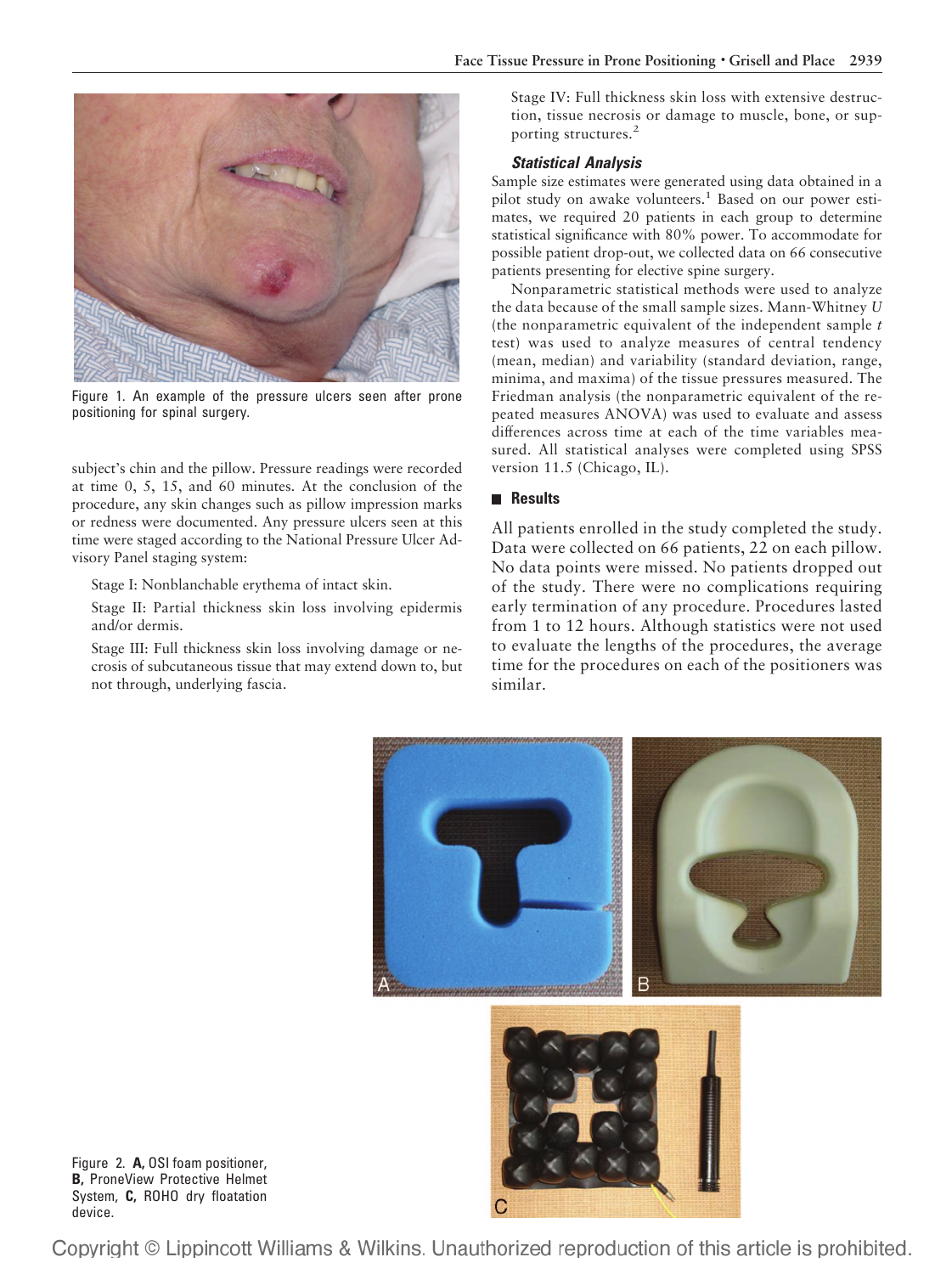Figure 1. An example of the pressure ulcers seen after prone positioning for spinal surgery.

subject's chin and the pillow. Pressure readings were recorded at time 0, 5, 15, and 60 minutes. At the conclusion of the procedure, any skin changes such as pillow impression marks or redness were documented. Any pressure ulcers seen at this time were staged according to the National Pressure Ulcer Advisory Panel staging system:

Stage I: Nonblanchable erythema of intact skin.

Stage II: Partial thickness skin loss involving epidermis and/or dermis.

Stage III: Full thickness skin loss involving damage or necrosis of subcutaneous tissue that may extend down to, but not through, underlying fascia.

Stage IV: Full thickness skin loss with extensive destruction, tissue necrosis or damage to muscle, bone, or supporting structures.[2]

### Statistical Analysis

Sample size estimates were generated using data obtained in a pilot study on awake volunteers.[1] Based on our power estimates, we required 20 patients in each group to determine statistical significance with 80% power. To accommodate for possible patient drop-out, we collected data on 66 consecutive patients presenting for elective spine surgery.

Nonparametric statistical methods were used to analyze the data because of the small sample sizes. Mann-Whitney *U* (the nonparametric equivalent of the independent sample *t* test) was used to analyze measures of central tendency (mean, median) and variability (standard deviation, range, minima, and maxima) of the tissue pressures measured. The Friedman analysis (the nonparametric equivalent of the repeated measures ANOVA) was used to evaluate and assess differences across time at each of the time variables measured. All statistical analyses were completed using SPSS version 11.5 (Chicago, IL).

## Results

All patients enrolled in the study completed the study. Data were collected on 66 patients, 22 on each pillow. No data points were missed. No patients dropped out of the study. There were no complications requiring early termination of any procedure. Procedures lasted from 1 to 12 hours. Although statistics were not used to evaluate the lengths of the procedures, the average time for the procedures on each of the positioners was similar.

Figure 2. **A,** OSI foam positioner, **B,** ProneView Protective Helmet System, **C,** ROHO dry floatation device.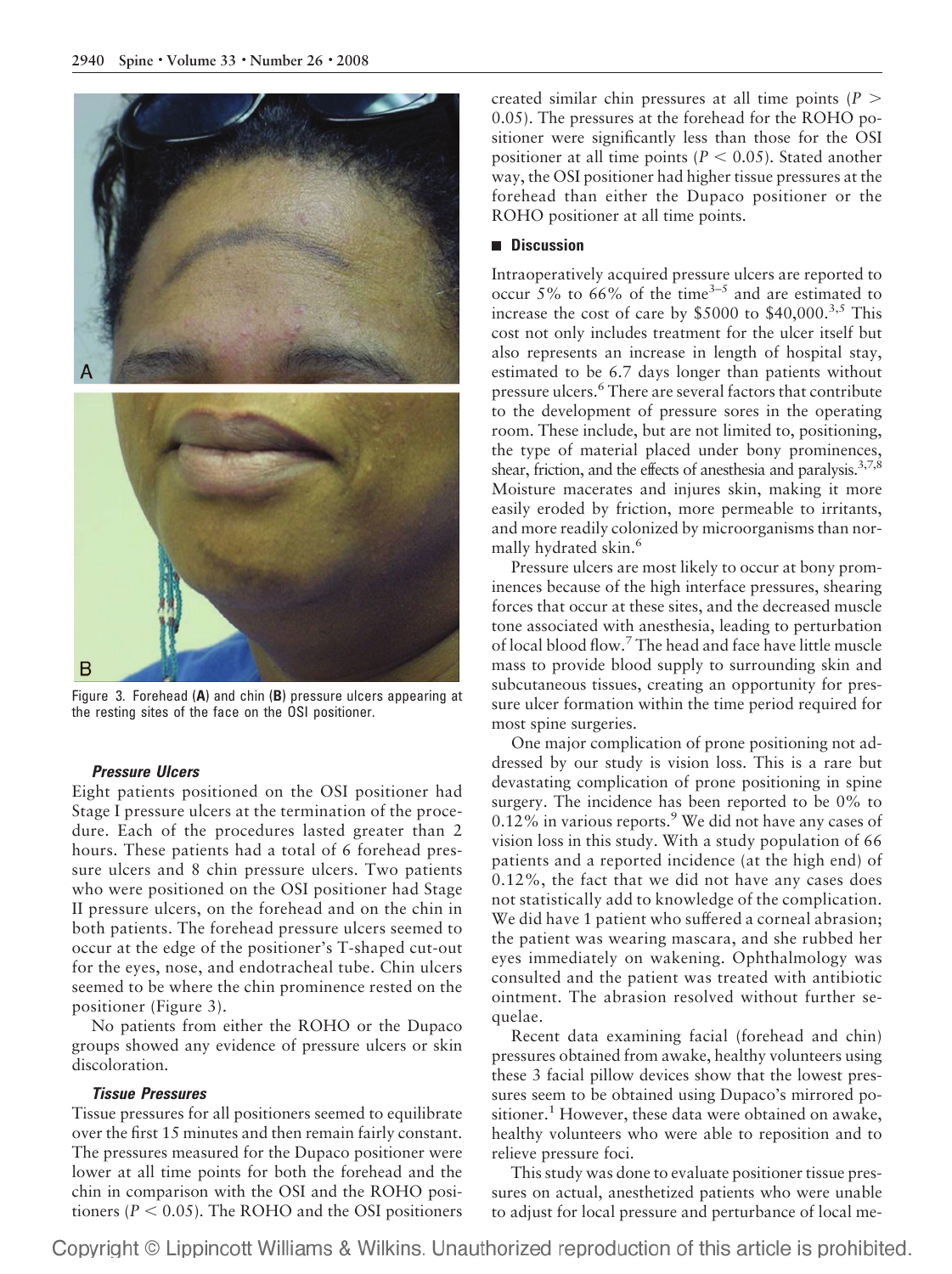Figure 3. Forehead (**A**) and chin (**B**) pressure ulcers appearing at the resting sites of the face on the OSI positioner.

#### *Pressure Ulcers*

Eight patients positioned on the OSI positioner had Stage I pressure ulcers at the termination of the procedure. Each of the procedures lasted greater than 2 hours. These patients had a total of 6 forehead pressure ulcers and 8 chin pressure ulcers. Two patients who were positioned on the OSI positioner had Stage II pressure ulcers, on the forehead and on the chin in both patients. The forehead pressure ulcers seemed to occur at the edge of the positioner's T-shaped cut-out for the eyes, nose, and endotracheal tube. Chin ulcers seemed to be where the chin prominence rested on the positioner (Figure 3).

No patients from either the ROHO or the Dupaco groups showed any evidence of pressure ulcers or skin discoloration.

#### *Tissue Pressures*

Tissue pressures for all positioners seemed to equilibrate over the first 15 minutes and then remain fairly constant. The pressures measured for the Dupaco positioner were lower at all time points for both the forehead and the chin in comparison with the OSI and the ROHO positioners ($P < 0.05$). The ROHO and the OSI positioners created similar chin pressures at all time points ($P > 0.05$). The pressures at the forehead for the ROHO positioner were significantly less than those for the OSI positioner at all time points ($P < 0.05$). Stated another way, the OSI positioner had higher tissue pressures at the forehead than either the Dupaco positioner or the ROHO positioner at all time points.

## Discussion

Intraoperatively acquired pressure ulcers are reported to occur 5% to 66% of the time[3–5] and are estimated to increase the cost of care by \$5000 to \$40,000.[3,5] This cost not only includes treatment for the ulcer itself but also represents an increase in length of hospital stay, estimated to be 6.7 days longer than patients without pressure ulcers.[6] There are several factors that contribute to the development of pressure sores in the operating room. These include, but are not limited to, positioning, the type of material placed under bony prominences, shear, friction, and the effects of anesthesia and paralysis.[3,7,8] Moisture macerates and injures skin, making it more easily eroded by friction, more permeable to irritants, and more readily colonized by microorganisms than normally hydrated skin.[6]

Pressure ulcers are most likely to occur at bony prominences because of the high interface pressures, shearing forces that occur at these sites, and the decreased muscle tone associated with anesthesia, leading to perturbation of local blood flow.[7] The head and face have little muscle mass to provide blood supply to surrounding skin and subcutaneous tissues, creating an opportunity for pressure ulcer formation within the time period required for most spine surgeries.

One major complication of prone positioning not addressed by our study is vision loss. This is a rare but devastating complication of prone positioning in spine surgery. The incidence has been reported to be 0% to 0.12% in various reports.[9] We did not have any cases of vision loss in this study. With a study population of 66 patients and a reported incidence (at the high end) of 0.12%, the fact that we did not have any cases does not statistically add to knowledge of the complication. We did have 1 patient who suffered a corneal abrasion; the patient was wearing mascara, and she rubbed her eyes immediately on wakening. Ophthalmology was consulted and the patient was treated with antibiotic ointment. The abrasion resolved without further sequelae.

Recent data examining facial (forehead and chin) pressures obtained from awake, healthy volunteers using these 3 facial pillow devices show that the lowest pressures seem to be obtained using Dupaco's mirrored positioner.[1] However, these data were obtained on awake, healthy volunteers who were able to reposition and to relieve pressure foci.

This study was done to evaluate positioner tissue pressures on actual, anesthetized patients who were unable to adjust for local pressure and perturbance of local me-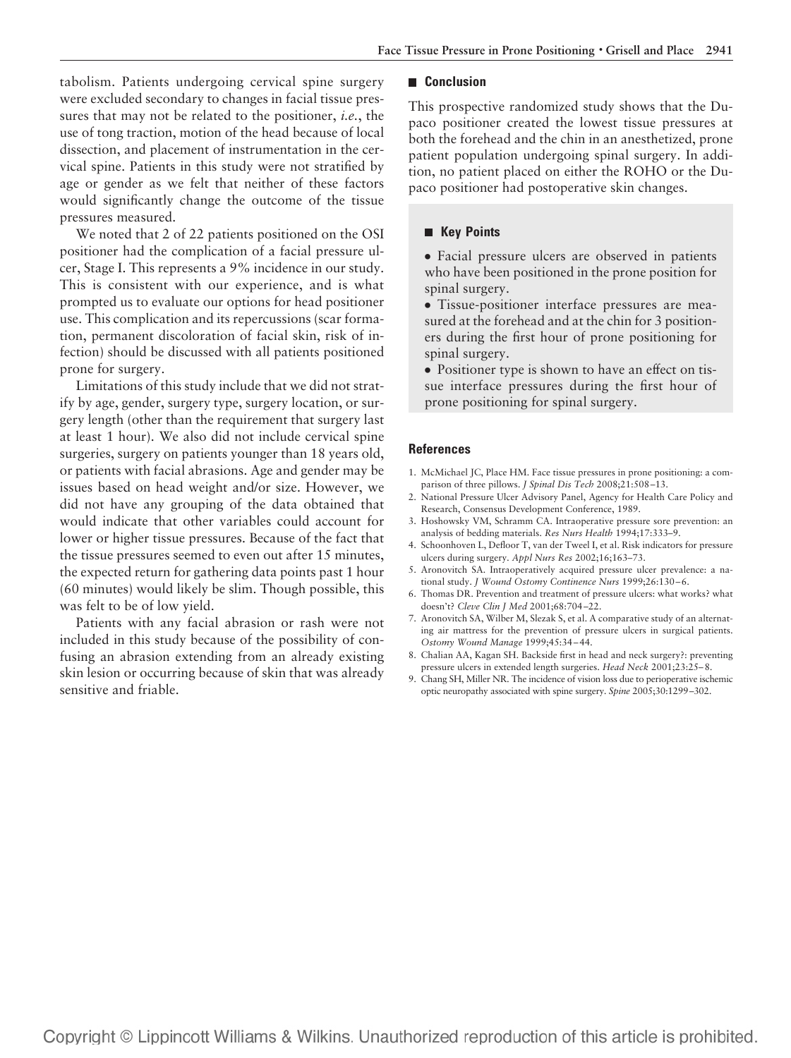tabolism. Patients undergoing cervical spine surgery were excluded secondary to changes in facial tissue pressures that may not be related to the positioner, *i.e.*, the use of tong traction, motion of the head because of local dissection, and placement of instrumentation in the cervical spine. Patients in this study were not stratified by age or gender as we felt that neither of these factors would significantly change the outcome of the tissue pressures measured.

We noted that 2 of 22 patients positioned on the OSI positioner had the complication of a facial pressure ulcer, Stage I. This represents a 9% incidence in our study. This is consistent with our experience, and is what prompted us to evaluate our options for head positioner use. This complication and its repercussions (scar formation, permanent discoloration of facial skin, risk of infection) should be discussed with all patients positioned prone for surgery.

Limitations of this study include that we did not stratify by age, gender, surgery type, surgery location, or surgery length (other than the requirement that surgery last at least 1 hour). We also did not include cervical spine surgeries, surgery on patients younger than 18 years old, or patients with facial abrasions. Age and gender may be issues based on head weight and/or size. However, we did not have any grouping of the data obtained that would indicate that other variables could account for lower or higher tissue pressures. Because of the fact that the tissue pressures seemed to even out after 15 minutes, the expected return for gathering data points past 1 hour (60 minutes) would likely be slim. Though possible, this was felt to be of low yield.

Patients with any facial abrasion or rash were not included in this study because of the possibility of confusing an abrasion extending from an already existing skin lesion or occurring because of skin that was already sensitive and friable.

## Conclusion

This prospective randomized study shows that the Dupaco positioner created the lowest tissue pressures at both the forehead and the chin in an anesthetized, prone patient population undergoing spinal surgery. In addition, no patient placed on either the ROHO or the Dupaco positioner had postoperative skin changes.

### Key Points

- Facial pressure ulcers are observed in patients who have been positioned in the prone position for spinal surgery.
- Tissue-positioner interface pressures are measured at the forehead and at the chin for 3 positioners during the first hour of prone positioning for spinal surgery.
- Positioner type is shown to have an effect on tissue interface pressures during the first hour of prone positioning for spinal surgery.

## References

1. McMichael JC, Place HM. Face tissue pressures in prone positioning: a comparison of three pillows. *J Spinal Dis Tech* 2008;21:508–13.
2. National Pressure Ulcer Advisory Panel, Agency for Health Care Policy and Research, Consensus Development Conference, 1989.
3. Hoshowsky VM, Schramm CA. Intraoperative pressure sore prevention: an analysis of bedding materials. *Res Nurs Health* 1994;17:333–9.
4. Schoonhoven L, Defloor T, van der Tweel I, et al. Risk indicators for pressure ulcers during surgery. *Appl Nurs Res* 2002;16;163–73.
5. Aronovitch SA. Intraoperatively acquired pressure ulcer prevalence: a national study. *J Wound Ostomy Continence Nurs* 1999;26:130–6.
6. Thomas DR. Prevention and treatment of pressure ulcers: what works? what doesn't? *Cleve Clin J Med* 2001;68:704–22.
7. Aronovitch SA, Wilber M, Slezak S, et al. A comparative study of an alternating air mattress for the prevention of pressure ulcers in surgical patients. *Ostomy Wound Manage* 1999;45:34–44.
8. Chalian AA, Kagan SH. Backside first in head and neck surgery?: preventing pressure ulcers in extended length surgeries. *Head Neck* 2001;23:25–8.
9. Chang SH, Miller NR. The incidence of vision loss due to perioperative ischemic optic neuropathy associated with spine surgery. *Spine* 2005;30:1299–302.